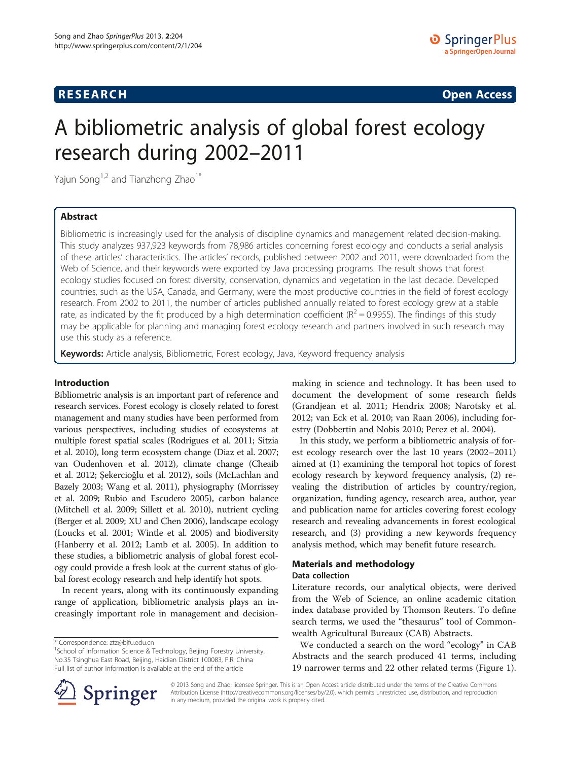RESEARCH Open Access

# A bibliometric analysis of global forest ecology research during 2002–2011

Yajun Song[1,2] and Tianzhong Zhao[1*]

## Abstract

Bibliometric is increasingly used for the analysis of discipline dynamics and management related decision-making. This study analyzes 937,923 keywords from 78,986 articles concerning forest ecology and conducts a serial analysis of these articles' characteristics. The articles' records, published between 2002 and 2011, were downloaded from the Web of Science, and their keywords were exported by Java processing programs. The result shows that forest ecology studies focused on forest diversity, conservation, dynamics and vegetation in the last decade. Developed countries, such as the USA, Canada, and Germany, were the most productive countries in the field of forest ecology research. From 2002 to 2011, the number of articles published annually related to forest ecology grew at a stable rate, as indicated by the fit produced by a high determination coefficient ($R^2 = 0.9955$). The findings of this study may be applicable for planning and managing forest ecology research and partners involved in such research may use this study as a reference.

**Keywords:** Article analysis, Bibliometric, Forest ecology, Java, Keyword frequency analysis

## Introduction

Bibliometric analysis is an important part of reference and research services. Forest ecology is closely related to forest management and many studies have been performed from various perspectives, including studies of ecosystems at multiple forest spatial scales (Rodrigues et al. 2011; Sitzia et al. 2010), long term ecosystem change (Diaz et al. 2007; van Oudenhoven et al. 2012), climate change (Cheaib et al. 2012; Şekercioğlu et al. 2012), soils (McLachlan and Bazely 2003; Wang et al. 2011), physiography (Morrissey et al. 2009; Rubio and Escudero 2005), carbon balance (Mitchell et al. 2009; Sillett et al. 2010), nutrient cycling (Berger et al. 2009; XU and Chen 2006), landscape ecology (Loucks et al. 2001; Wintle et al. 2005) and biodiversity (Hanberry et al. 2012; Lamb et al. 2005). In addition to these studies, a bibliometric analysis of global forest ecology could provide a fresh look at the current status of global forest ecology research and help identify hot spots.

In recent years, along with its continuously expanding range of application, bibliometric analysis plays an increasingly important role in management and decision-making in science and technology. It has been used to document the development of some research fields (Grandjean et al. 2011; Hendrix 2008; Narotsky et al. 2012; van Eck et al. 2010; van Raan 2006), including forestry (Dobbertin and Nobis 2010; Perez et al. 2004).

In this study, we perform a bibliometric analysis of forest ecology research over the last 10 years (2002–2011) aimed at (1) examining the temporal hot topics of forest ecology research by keyword frequency analysis, (2) revealing the distribution of articles by country/region, organization, funding agency, research area, author, year and publication name for articles covering forest ecology research and revealing advancements in forest ecological research, and (3) providing a new keywords frequency analysis method, which may benefit future research.

## Materials and methodology

### Data collection

Literature records, our analytical objects, were derived from the Web of Science, an online academic citation index database provided by Thomson Reuters. To define search terms, we used the "thesaurus" tool of Commonwealth Agricultural Bureaux (CAB) Abstracts.

We conducted a search on the word "ecology" in CAB Abstracts and the search produced 41 terms, including 19 narrower terms and 22 other related terms (Figure 1).

\* Correspondence: ztz@bjfu.edu.cn
[1]School of Information Science & Technology, Beijing Forestry University, No.35 Tsinghua East Road, Beijing, Haidian District 100083, P.R. China
Full list of author information is available at the end of the article

© 2013 Song and Zhao; licensee Springer. This is an Open Access article distributed under the terms of the Creative Commons Attribution License (http://creativecommons.org/licenses/by/2.0), which permits unrestricted use, distribution, and reproduction in any medium, provided the original work is properly cited.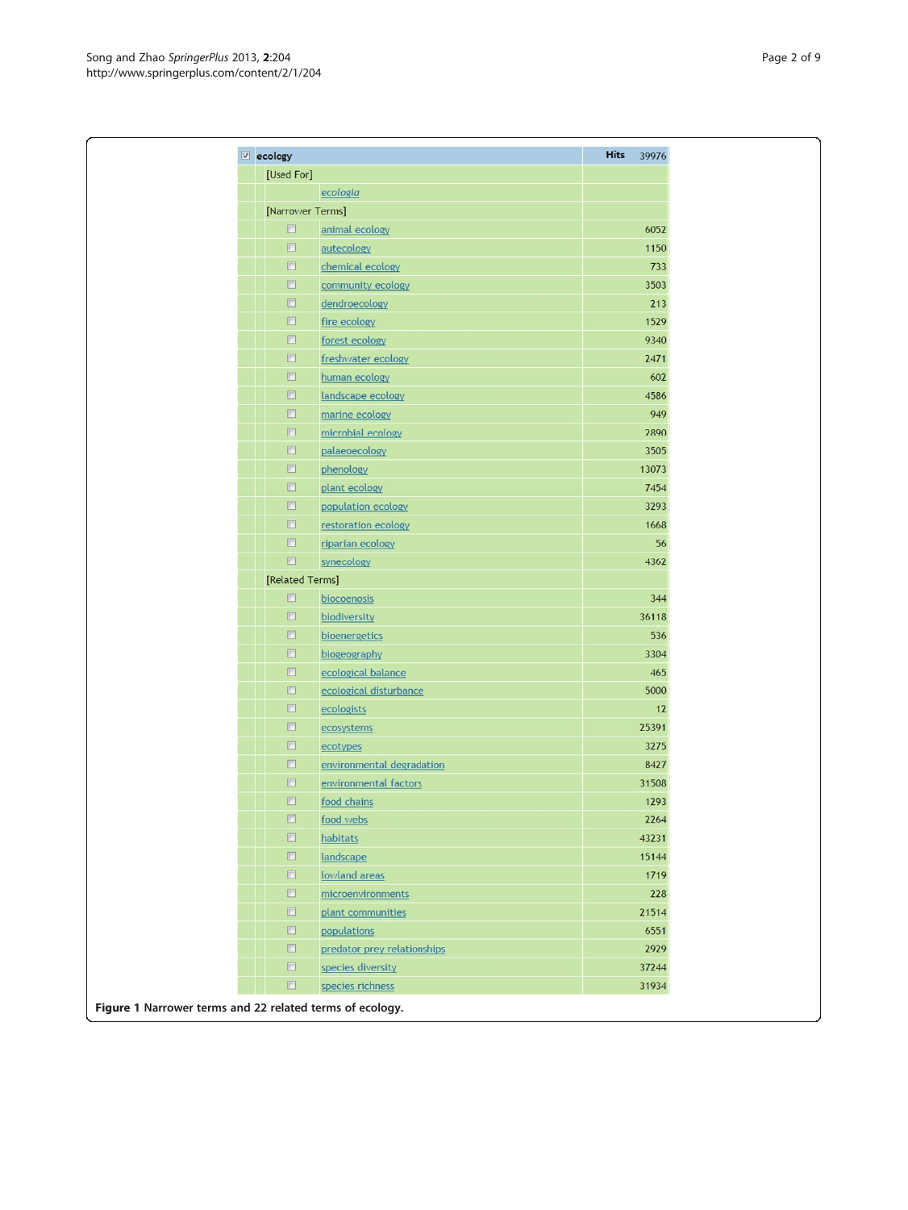| ecology | Hits 39976 |
|---|---|
| [Used For] | |
| *ecologia* | |
| [Narrower Terms] | |
| animal ecology | 6052 |
| autecology | 1150 |
| chemical ecology | 733 |
| community ecology | 3503 |
| dendroecology | 213 |
| fire ecology | 1529 |
| forest ecology | 9340 |
| freshwater ecology | 2471 |
| human ecology | 602 |
| landscape ecology | 4586 |
| marine ecology | 949 |
| microbial ecology | 2890 |
| palaeoecology | 3505 |
| phenology | 13073 |
| plant ecology | 7454 |
| population ecology | 3293 |
| restoration ecology | 1668 |
| riparian ecology | 56 |
| synecology | 4362 |
| [Related Terms] | |
| biocoenosis | 344 |
| biodiversity | 36118 |
| bioenergetics | 536 |
| biogeography | 3304 |
| ecological balance | 465 |
| ecological disturbance | 5000 |
| ecologists | 12 |
| ecosystems | 25391 |
| ecotypes | 3275 |
| environmental degradation | 8427 |
| environmental factors | 31508 |
| food chains | 1293 |
| food webs | 2264 |
| habitats | 43231 |
| landscape | 15144 |
| lowland areas | 1719 |
| microenvironments | 228 |
| plant communities | 21514 |
| populations | 6551 |
| predator prey relationships | 2929 |
| species diversity | 37244 |
| species richness | 31934 |

**Figure 1** Narrower terms and 22 related terms of ecology.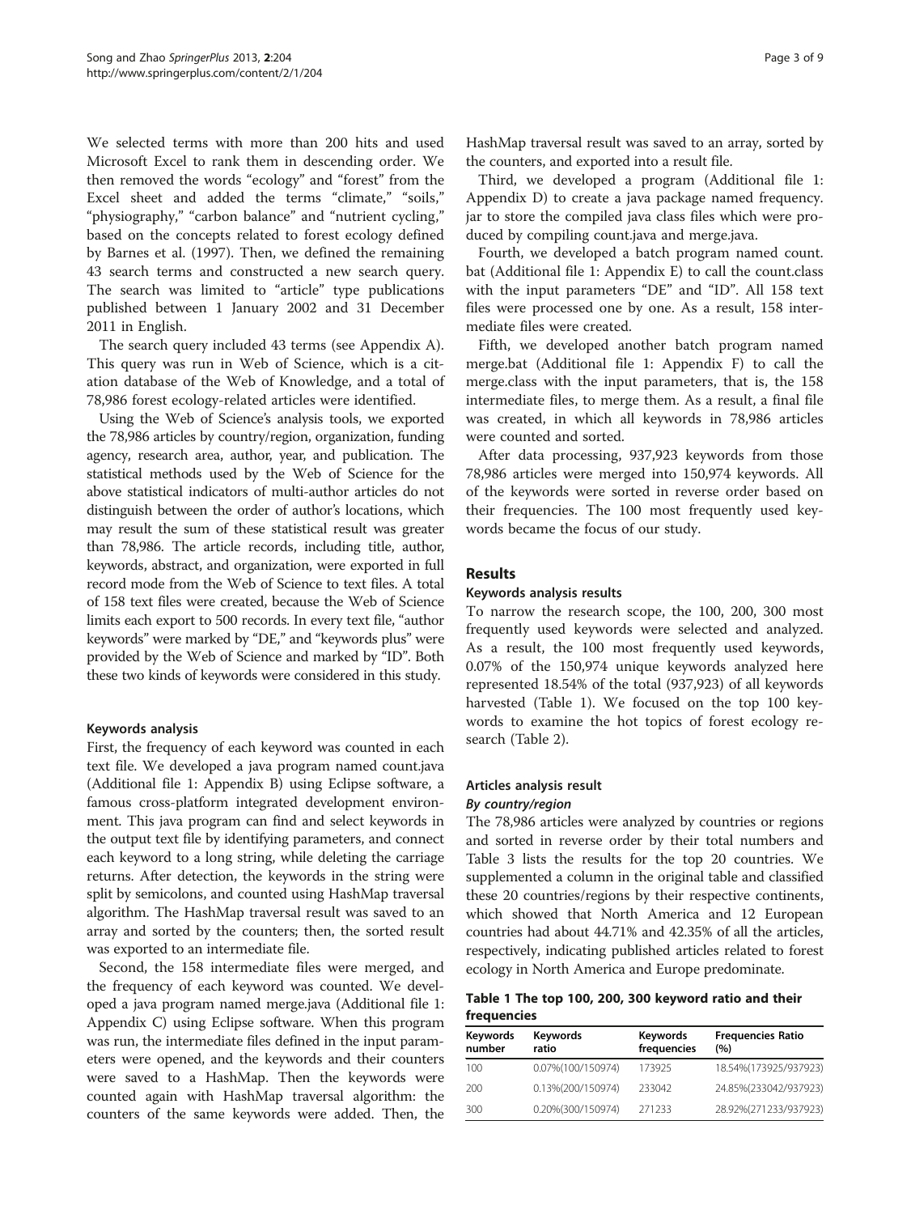We selected terms with more than 200 hits and used Microsoft Excel to rank them in descending order. We then removed the words "ecology" and "forest" from the Excel sheet and added the terms "climate," "soils," "physiography," "carbon balance" and "nutrient cycling," based on the concepts related to forest ecology defined by Barnes et al. (1997). Then, we defined the remaining 43 search terms and constructed a new search query. The search was limited to "article" type publications published between 1 January 2002 and 31 December 2011 in English.

The search query included 43 terms (see Appendix A). This query was run in Web of Science, which is a citation database of the Web of Knowledge, and a total of 78,986 forest ecology-related articles were identified.

Using the Web of Science's analysis tools, we exported the 78,986 articles by country/region, organization, funding agency, research area, author, year, and publication. The statistical methods used by the Web of Science for the above statistical indicators of multi-author articles do not distinguish between the order of author's locations, which may result the sum of these statistical result was greater than 78,986. The article records, including title, author, keywords, abstract, and organization, were exported in full record mode from the Web of Science to text files. A total of 158 text files were created, because the Web of Science limits each export to 500 records. In every text file, "author keywords" were marked by "DE," and "keywords plus" were provided by the Web of Science and marked by "ID". Both these two kinds of keywords were considered in this study.

#### Keywords analysis

First, the frequency of each keyword was counted in each text file. We developed a java program named count.java (Additional file 1: Appendix B) using Eclipse software, a famous cross-platform integrated development environment. This java program can find and select keywords in the output text file by identifying parameters, and connect each keyword to a long string, while deleting the carriage returns. After detection, the keywords in the string were split by semicolons, and counted using HashMap traversal algorithm. The HashMap traversal result was saved to an array and sorted by the counters; then, the sorted result was exported to an intermediate file.

Second, the 158 intermediate files were merged, and the frequency of each keyword was counted. We developed a java program named merge.java (Additional file 1: Appendix C) using Eclipse software. When this program was run, the intermediate files defined in the input parameters were opened, and the keywords and their counters were saved to a HashMap. Then the keywords were counted again with HashMap traversal algorithm: the counters of the same keywords were added. Then, the HashMap traversal result was saved to an array, sorted by the counters, and exported into a result file.

Third, we developed a program (Additional file 1: Appendix D) to create a java package named frequency.jar to store the compiled java class files which were produced by compiling count.java and merge.java.

Fourth, we developed a batch program named count.bat (Additional file 1: Appendix E) to call the count.class with the input parameters "DE" and "ID". All 158 text files were processed one by one. As a result, 158 intermediate files were created.

Fifth, we developed another batch program named merge.bat (Additional file 1: Appendix F) to call the merge.class with the input parameters, that is, the 158 intermediate files, to merge them. As a result, a final file was created, in which all keywords in 78,986 articles were counted and sorted.

After data processing, 937,923 keywords from those 78,986 articles were merged into 150,974 keywords. All of the keywords were sorted in reverse order based on their frequencies. The 100 most frequently used keywords became the focus of our study.

## Results

### Keywords analysis results

To narrow the research scope, the 100, 200, 300 most frequently used keywords were selected and analyzed. As a result, the 100 most frequently used keywords, 0.07% of the 150,974 unique keywords analyzed here represented 18.54% of the total (937,923) of all keywords harvested (Table 1). We focused on the top 100 keywords to examine the hot topics of forest ecology research (Table 2).

### Articles analysis result

#### *By country/region*

The 78,986 articles were analyzed by countries or regions and sorted in reverse order by their total numbers and Table 3 lists the results for the top 20 countries. We supplemented a column in the original table and classified these 20 countries/regions by their respective continents, which showed that North America and 12 European countries had about 44.71% and 42.35% of all the articles, respectively, indicating published articles related to forest ecology in North America and Europe predominate.

**Table 1 The top 100, 200, 300 keyword ratio and their frequencies**

| Keywords number | Keywords ratio | Keywords frequencies | Frequencies Ratio (%) |
|---|---|---|---|
| 100 | 0.07%(100/150974) | 173925 | 18.54%(173925/937923) |
| 200 | 0.13%(200/150974) | 233042 | 24.85%(233042/937923) |
| 300 | 0.20%(300/150974) | 271233 | 28.92%(271233/937923) |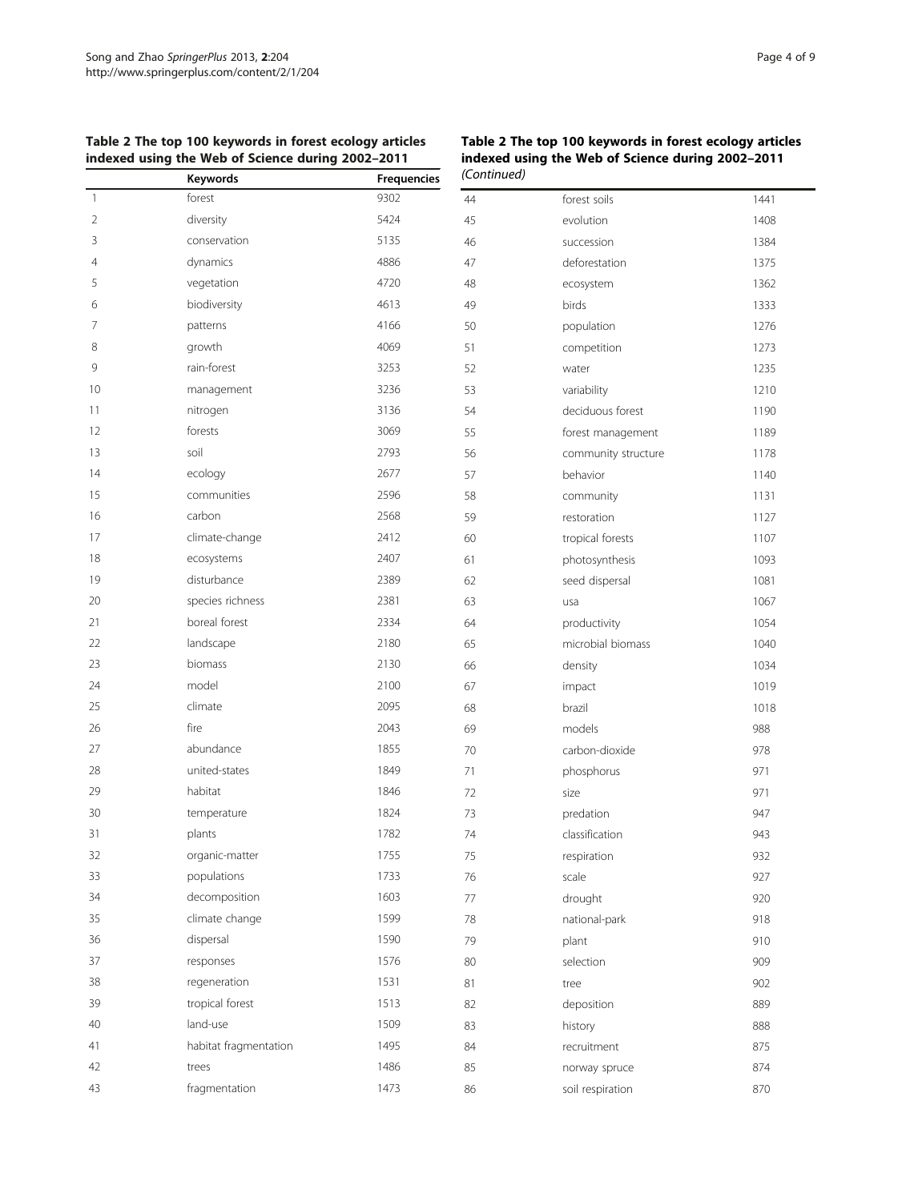**Table 2 The top 100 keywords in forest ecology articles indexed using the Web of Science during 2002–2011**

| | Keywords | Frequencies |
|---|---|---|
| 1 | forest | 9302 |
| 2 | diversity | 5424 |
| 3 | conservation | 5135 |
| 4 | dynamics | 4886 |
| 5 | vegetation | 4720 |
| 6 | biodiversity | 4613 |
| 7 | patterns | 4166 |
| 8 | growth | 4069 |
| 9 | rain-forest | 3253 |
| 10 | management | 3236 |
| 11 | nitrogen | 3136 |
| 12 | forests | 3069 |
| 13 | soil | 2793 |
| 14 | ecology | 2677 |
| 15 | communities | 2596 |
| 16 | carbon | 2568 |
| 17 | climate-change | 2412 |
| 18 | ecosystems | 2407 |
| 19 | disturbance | 2389 |
| 20 | species richness | 2381 |
| 21 | boreal forest | 2334 |
| 22 | landscape | 2180 |
| 23 | biomass | 2130 |
| 24 | model | 2100 |
| 25 | climate | 2095 |
| 26 | fire | 2043 |
| 27 | abundance | 1855 |
| 28 | united-states | 1849 |
| 29 | habitat | 1846 |
| 30 | temperature | 1824 |
| 31 | plants | 1782 |
| 32 | organic-matter | 1755 |
| 33 | populations | 1733 |
| 34 | decomposition | 1603 |
| 35 | climate change | 1599 |
| 36 | dispersal | 1590 |
| 37 | responses | 1576 |
| 38 | regeneration | 1531 |
| 39 | tropical forest | 1513 |
| 40 | land-use | 1509 |
| 41 | habitat fragmentation | 1495 |
| 42 | trees | 1486 |
| 43 | fragmentation | 1473 |
| 44 | forest soils | 1441 |
| 45 | evolution | 1408 |
| 46 | succession | 1384 |
| 47 | deforestation | 1375 |
| 48 | ecosystem | 1362 |
| 49 | birds | 1333 |
| 50 | population | 1276 |
| 51 | competition | 1273 |
| 52 | water | 1235 |
| 53 | variability | 1210 |
| 54 | deciduous forest | 1190 |
| 55 | forest management | 1189 |
| 56 | community structure | 1178 |
| 57 | behavior | 1140 |
| 58 | community | 1131 |
| 59 | restoration | 1127 |
| 60 | tropical forests | 1107 |
| 61 | photosynthesis | 1093 |
| 62 | seed dispersal | 1081 |
| 63 | usa | 1067 |
| 64 | productivity | 1054 |
| 65 | microbial biomass | 1040 |
| 66 | density | 1034 |
| 67 | impact | 1019 |
| 68 | brazil | 1018 |
| 69 | models | 988 |
| 70 | carbon-dioxide | 978 |
| 71 | phosphorus | 971 |
| 72 | size | 971 |
| 73 | predation | 947 |
| 74 | classification | 943 |
| 75 | respiration | 932 |
| 76 | scale | 927 |
| 77 | drought | 920 |
| 78 | national-park | 918 |
| 79 | plant | 910 |
| 80 | selection | 909 |
| 81 | tree | 902 |
| 82 | deposition | 889 |
| 83 | history | 888 |
| 84 | recruitment | 875 |
| 85 | norway spruce | 874 |
| 86 | soil respiration | 870 |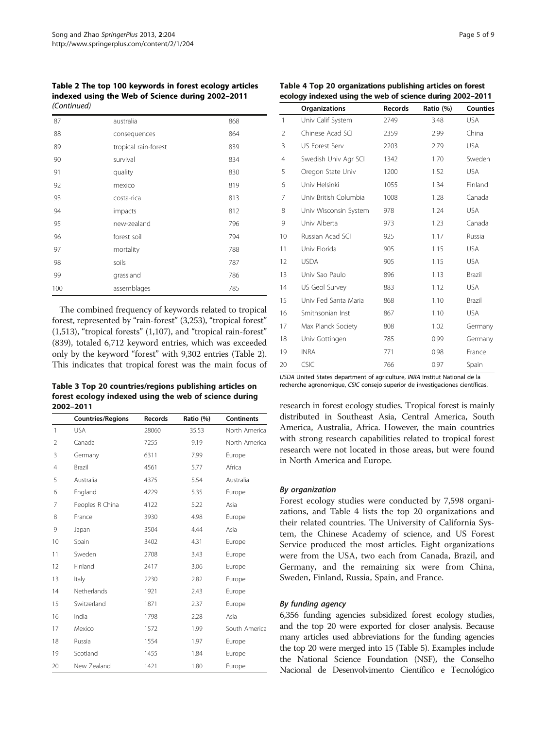**Table 2 The top 100 keywords in forest ecology articles indexed using the Web of Science during 2002–2011** *(Continued)*

| | | |
|---|---|---|
| 87 | australia | 868 |
| 88 | consequences | 864 |
| 89 | tropical rain-forest | 839 |
| 90 | survival | 834 |
| 91 | quality | 830 |
| 92 | mexico | 819 |
| 93 | costa-rica | 813 |
| 94 | impacts | 812 |
| 95 | new-zealand | 796 |
| 96 | forest soil | 794 |
| 97 | mortality | 788 |
| 98 | soils | 787 |
| 99 | grassland | 786 |
| 100 | assemblages | 785 |

The combined frequency of keywords related to tropical forest, represented by "rain-forest" (3,253), "tropical forest" (1,513), "tropical forests" (1,107), and "tropical rain-forest" (839), totaled 6,712 keyword entries, which was exceeded only by the keyword "forest" with 9,302 entries (Table 2). This indicates that tropical forest was the main focus of research in forest ecology studies. Tropical forest is mainly distributed in Southeast Asia, Central America, South America, Australia, Africa. However, the main countries with strong research capabilities related to tropical forest research were not located in those areas, but were found in North America and Europe.

**Table 3 Top 20 countries/regions publishing articles on forest ecology indexed using the web of science during 2002–2011**

| | Countries/Regions | Records | Ratio (%) | Continents |
|---|---|---|---|---|
| 1 | USA | 28060 | 35.53 | North America |
| 2 | Canada | 7255 | 9.19 | North America |
| 3 | Germany | 6311 | 7.99 | Europe |
| 4 | Brazil | 4561 | 5.77 | Africa |
| 5 | Australia | 4375 | 5.54 | Australia |
| 6 | England | 4229 | 5.35 | Europe |
| 7 | Peoples R China | 4122 | 5.22 | Asia |
| 8 | France | 3930 | 4.98 | Europe |
| 9 | Japan | 3504 | 4.44 | Asia |
| 10 | Spain | 3402 | 4.31 | Europe |
| 11 | Sweden | 2708 | 3.43 | Europe |
| 12 | Finland | 2417 | 3.06 | Europe |
| 13 | Italy | 2230 | 2.82 | Europe |
| 14 | Netherlands | 1921 | 2.43 | Europe |
| 15 | Switzerland | 1871 | 2.37 | Europe |
| 16 | India | 1798 | 2.28 | Asia |
| 17 | Mexico | 1572 | 1.99 | South America |
| 18 | Russia | 1554 | 1.97 | Europe |
| 19 | Scotland | 1455 | 1.84 | Europe |
| 20 | New Zealand | 1421 | 1.80 | Europe |

**Table 4 Top 20 organizations publishing articles on forest ecology indexed using the web of science during 2002–2011**

| | Organizations | Records | Ratio (%) | Counties |
|---|---|---|---|---|
| 1 | Univ Calif System | 2749 | 3.48 | USA |
| 2 | Chinese Acad SCI | 2359 | 2.99 | China |
| 3 | US Forest Serv | 2203 | 2.79 | USA |
| 4 | Swedish Univ Agr SCI | 1342 | 1.70 | Sweden |
| 5 | Oregon State Univ | 1200 | 1.52 | USA |
| 6 | Univ Helsinki | 1055 | 1.34 | Finland |
| 7 | Univ British Columbia | 1008 | 1.28 | Canada |
| 8 | Univ Wisconsin System | 978 | 1.24 | USA |
| 9 | Univ Alberta | 973 | 1.23 | Canada |
| 10 | Russian Acad SCI | 925 | 1.17 | Russia |
| 11 | Univ Florida | 905 | 1.15 | USA |
| 12 | USDA | 905 | 1.15 | USA |
| 13 | Univ Sao Paulo | 896 | 1.13 | Brazil |
| 14 | US Geol Survey | 883 | 1.12 | USA |
| 15 | Univ Fed Santa Maria | 868 | 1.10 | Brazil |
| 16 | Smithsonian Inst | 867 | 1.10 | USA |
| 17 | Max Planck Society | 808 | 1.02 | Germany |
| 18 | Univ Gottingen | 785 | 0.99 | Germany |
| 19 | INRA | 771 | 0.98 | France |
| 20 | CSIC | 766 | 0.97 | Spain |

*USDA* United States department of agriculture, *INRA* Institut National de la recherche agronomique, *CSIC* consejo superior de investigaciones científicas.

### *By organization*

Forest ecology studies were conducted by 7,598 organizations, and Table 4 lists the top 20 organizations and their related countries. The University of California System, the Chinese Academy of science, and US Forest Service produced the most articles. Eight organizations were from the USA, two each from Canada, Brazil, and Germany, and the remaining six were from China, Sweden, Finland, Russia, Spain, and France.

### *By funding agency*

6,356 funding agencies subsidized forest ecology studies, and the top 20 were exported for closer analysis. Because many articles used abbreviations for the funding agencies the top 20 were merged into 15 (Table 5). Examples include the National Science Foundation (NSF), the Conselho Nacional de Desenvolvimento Científico e Tecnológico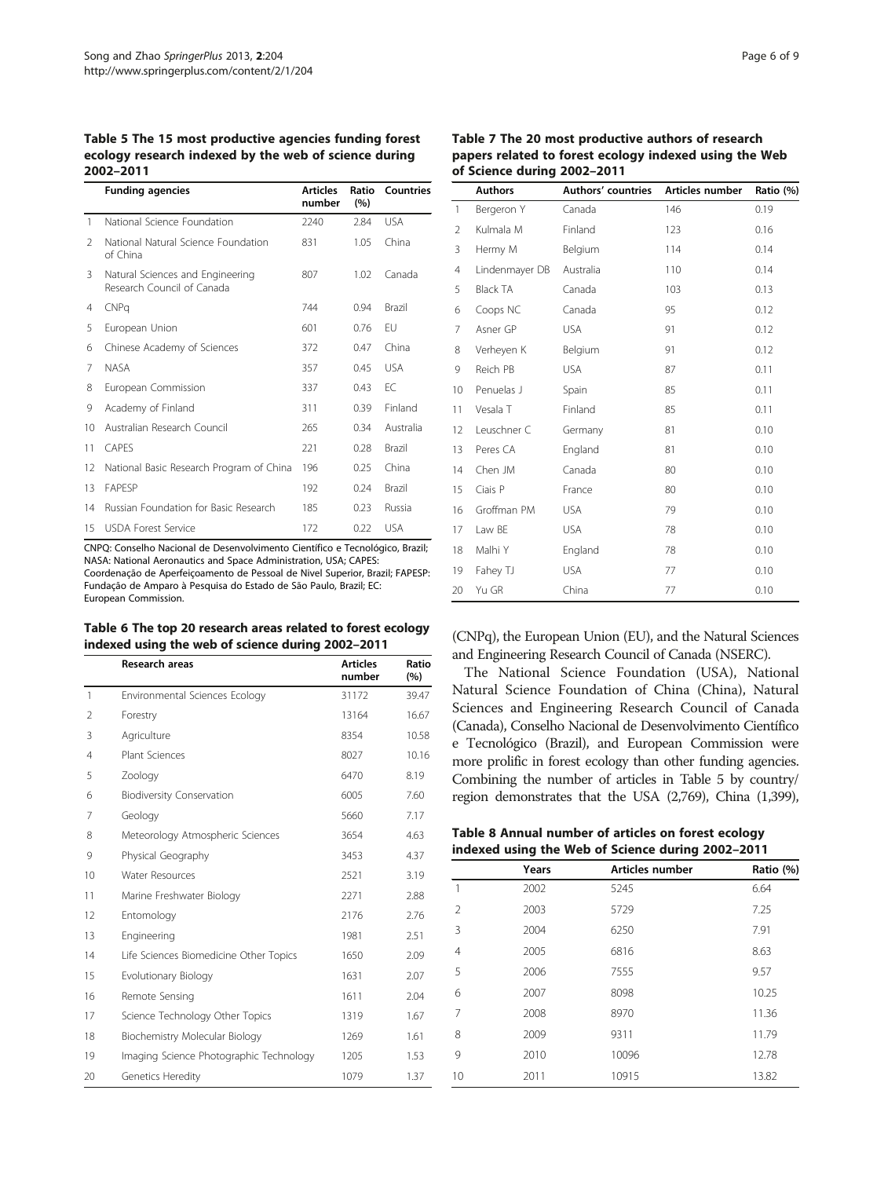**Table 5 The 15 most productive agencies funding forest ecology research indexed by the web of science during 2002–2011**

| | Funding agencies | Articles number | Ratio (%) | Countries |
|---|---|---|---|---|
| 1 | National Science Foundation | 2240 | 2.84 | USA |
| 2 | National Natural Science Foundation of China | 831 | 1.05 | China |
| 3 | Natural Sciences and Engineering Research Council of Canada | 807 | 1.02 | Canada |
| 4 | CNPq | 744 | 0.94 | Brazil |
| 5 | European Union | 601 | 0.76 | EU |
| 6 | Chinese Academy of Sciences | 372 | 0.47 | China |
| 7 | NASA | 357 | 0.45 | USA |
| 8 | European Commission | 337 | 0.43 | EC |
| 9 | Academy of Finland | 311 | 0.39 | Finland |
| 10 | Australian Research Council | 265 | 0.34 | Australia |
| 11 | CAPES | 221 | 0.28 | Brazil |
| 12 | National Basic Research Program of China | 196 | 0.25 | China |
| 13 | FAPESP | 192 | 0.24 | Brazil |
| 14 | Russian Foundation for Basic Research | 185 | 0.23 | Russia |
| 15 | USDA Forest Service | 172 | 0.22 | USA |

CNPQ: Conselho Nacional de Desenvolvimento Científico e Tecnológico, Brazil; NASA: National Aeronautics and Space Administration, USA; CAPES: Coordenação de Aperfeiçoamento de Pessoal de Nível Superior, Brazil; FAPESP: Fundação de Amparo à Pesquisa do Estado de São Paulo, Brazil; EC: European Commission.

**Table 6 The top 20 research areas related to forest ecology indexed using the web of science during 2002–2011**

| | Research areas | Articles number | Ratio (%) |
|---|---|---|---|
| 1 | Environmental Sciences Ecology | 31172 | 39.47 |
| 2 | Forestry | 13164 | 16.67 |
| 3 | Agriculture | 8354 | 10.58 |
| 4 | Plant Sciences | 8027 | 10.16 |
| 5 | Zoology | 6470 | 8.19 |
| 6 | Biodiversity Conservation | 6005 | 7.60 |
| 7 | Geology | 5660 | 7.17 |
| 8 | Meteorology Atmospheric Sciences | 3654 | 4.63 |
| 9 | Physical Geography | 3453 | 4.37 |
| 10 | Water Resources | 2521 | 3.19 |
| 11 | Marine Freshwater Biology | 2271 | 2.88 |
| 12 | Entomology | 2176 | 2.76 |
| 13 | Engineering | 1981 | 2.51 |
| 14 | Life Sciences Biomedicine Other Topics | 1650 | 2.09 |
| 15 | Evolutionary Biology | 1631 | 2.07 |
| 16 | Remote Sensing | 1611 | 2.04 |
| 17 | Science Technology Other Topics | 1319 | 1.67 |
| 18 | Biochemistry Molecular Biology | 1269 | 1.61 |
| 19 | Imaging Science Photographic Technology | 1205 | 1.53 |
| 20 | Genetics Heredity | 1079 | 1.37 |

**Table 7 The 20 most productive authors of research papers related to forest ecology indexed using the Web of Science during 2002–2011**

| | Authors | Authors' countries | Articles number | Ratio (%) |
|---|---|---|---|---|
| 1 | Bergeron Y | Canada | 146 | 0.19 |
| 2 | Kulmala M | Finland | 123 | 0.16 |
| 3 | Hermy M | Belgium | 114 | 0.14 |
| 4 | Lindenmayer DB | Australia | 110 | 0.14 |
| 5 | Black TA | Canada | 103 | 0.13 |
| 6 | Coops NC | Canada | 95 | 0.12 |
| 7 | Asner GP | USA | 91 | 0.12 |
| 8 | Verheyen K | Belgium | 91 | 0.12 |
| 9 | Reich PB | USA | 87 | 0.11 |
| 10 | Penuelas J | Spain | 85 | 0.11 |
| 11 | Vesala T | Finland | 85 | 0.11 |
| 12 | Leuschner C | Germany | 81 | 0.10 |
| 13 | Peres CA | England | 81 | 0.10 |
| 14 | Chen JM | Canada | 80 | 0.10 |
| 15 | Ciais P | France | 80 | 0.10 |
| 16 | Groffman PM | USA | 79 | 0.10 |
| 17 | Law BE | USA | 78 | 0.10 |
| 18 | Malhi Y | England | 78 | 0.10 |
| 19 | Fahey TJ | USA | 77 | 0.10 |
| 20 | Yu GR | China | 77 | 0.10 |

(CNPq), the European Union (EU), and the Natural Sciences and Engineering Research Council of Canada (NSERC).

The National Science Foundation (USA), National Natural Science Foundation of China (China), Natural Sciences and Engineering Research Council of Canada (Canada), Conselho Nacional de Desenvolvimento Científico e Tecnológico (Brazil), and European Commission were more prolific in forest ecology than other funding agencies. Combining the number of articles in Table 5 by country/region demonstrates that the USA (2,769), China (1,399),

**Table 8 Annual number of articles on forest ecology indexed using the Web of Science during 2002–2011**

| | Years | Articles number | Ratio (%) |
|---|---|---|---|
| 1 | 2002 | 5245 | 6.64 |
| 2 | 2003 | 5729 | 7.25 |
| 3 | 2004 | 6250 | 7.91 |
| 4 | 2005 | 6816 | 8.63 |
| 5 | 2006 | 7555 | 9.57 |
| 6 | 2007 | 8098 | 10.25 |
| 7 | 2008 | 8970 | 11.36 |
| 8 | 2009 | 9311 | 11.79 |
| 9 | 2010 | 10096 | 12.78 |
| 10 | 2011 | 10915 | 13.82 |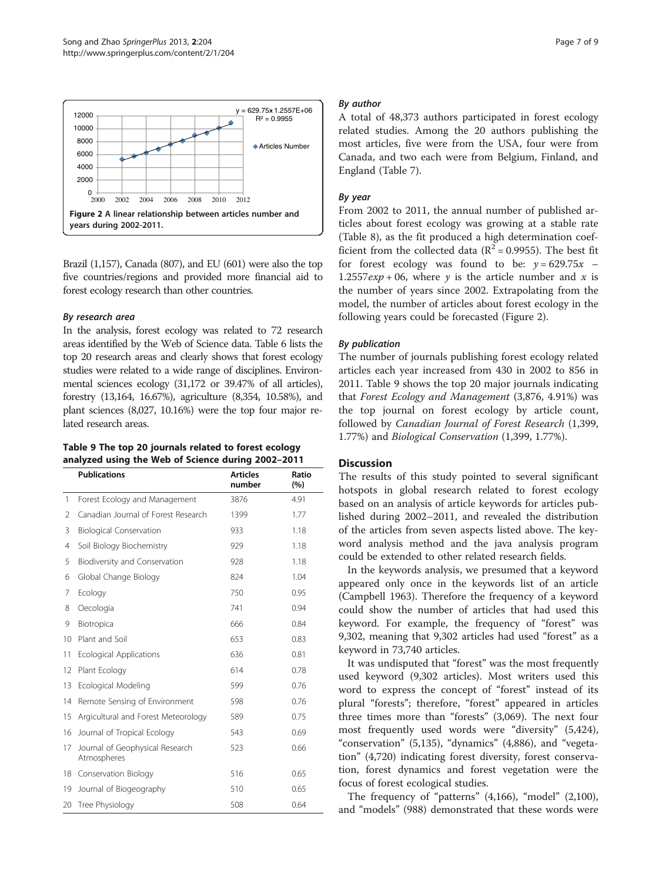Figure 2 A linear relationship between articles number and years during 2002-2011.

Brazil (1,157), Canada (807), and EU (601) were also the top five countries/regions and provided more financial aid to forest ecology research than other countries.

### *By research area*

In the analysis, forest ecology was related to 72 research areas identified by the Web of Science data. Table 6 lists the top 20 research areas and clearly shows that forest ecology studies were related to a wide range of disciplines. Environmental sciences ecology (31,172 or 39.47% of all articles), forestry (13,164, 16.67%), agriculture (8,354, 10.58%), and plant sciences (8,027, 10.16%) were the top four major related research areas.

**Table 9 The top 20 journals related to forest ecology analyzed using the Web of Science during 2002–2011**

| | Publications | Articles number | Ratio (%) |
|---|---|---|---|
| 1 | Forest Ecology and Management | 3876 | 4.91 |
| 2 | Canadian Journal of Forest Research | 1399 | 1.77 |
| 3 | Biological Conservation | 933 | 1.18 |
| 4 | Soil Biology Biochemistry | 929 | 1.18 |
| 5 | Biodiversity and Conservation | 928 | 1.18 |
| 6 | Global Change Biology | 824 | 1.04 |
| 7 | Ecology | 750 | 0.95 |
| 8 | Oecologia | 741 | 0.94 |
| 9 | Biotropica | 666 | 0.84 |
| 10 | Plant and Soil | 653 | 0.83 |
| 11 | Ecological Applications | 636 | 0.81 |
| 12 | Plant Ecology | 614 | 0.78 |
| 13 | Ecological Modeling | 599 | 0.76 |
| 14 | Remote Sensing of Environment | 598 | 0.76 |
| 15 | Argicultural and Forest Meteorology | 589 | 0.75 |
| 16 | Journal of Tropical Ecology | 543 | 0.69 |
| 17 | Journal of Geophysical Research Atmospheres | 523 | 0.66 |
| 18 | Conservation Biology | 516 | 0.65 |
| 19 | Journal of Biogeography | 510 | 0.65 |
| 20 | Tree Physiology | 508 | 0.64 |

### *By author*

A total of 48,373 authors participated in forest ecology related studies. Among the 20 authors publishing the most articles, five were from the USA, four were from Canada, and two each were from Belgium, Finland, and England (Table 7).

### *By year*

From 2002 to 2011, the annual number of published articles about forest ecology was growing at a stable rate (Table 8), as the fit produced a high determination coefficient from the collected data ($R^2 = 0.9955$). The best fit for forest ecology was found to be: $y = 629.75x - 1.2557exp + 06$, where $y$ is the article number and $x$ is the number of years since 2002. Extrapolating from the model, the number of articles about forest ecology in the following years could be forecasted (Figure 2).

### *By publication*

The number of journals publishing forest ecology related articles each year increased from 430 in 2002 to 856 in 2011. Table 9 shows the top 20 major journals indicating that *Forest Ecology and Management* (3,876, 4.91%) was the top journal on forest ecology by article count, followed by *Canadian Journal of Forest Research* (1,399, 1.77%) and *Biological Conservation* (1,399, 1.77%).

## Discussion

The results of this study pointed to several significant hotspots in global research related to forest ecology based on an analysis of article keywords for articles published during 2002–2011, and revealed the distribution of the articles from seven aspects listed above. The keyword analysis method and the java analysis program could be extended to other related research fields.

In the keywords analysis, we presumed that a keyword appeared only once in the keywords list of an article (Campbell 1963). Therefore the frequency of a keyword could show the number of articles that had used this keyword. For example, the frequency of "forest" was 9,302, meaning that 9,302 articles had used "forest" as a keyword in 73,740 articles.

It was undisputed that "forest" was the most frequently used keyword (9,302 articles). Most writers used this word to express the concept of "forest" instead of its plural "forests"; therefore, "forest" appeared in articles three times more than "forests" (3,069). The next four most frequently used words were "diversity" (5,424), "conservation" (5,135), "dynamics" (4,886), and "vegetation" (4,720) indicating forest diversity, forest conservation, forest dynamics and forest vegetation were the focus of forest ecological studies.

The frequency of "patterns" (4,166), "model" (2,100), and "models" (988) demonstrated that these words were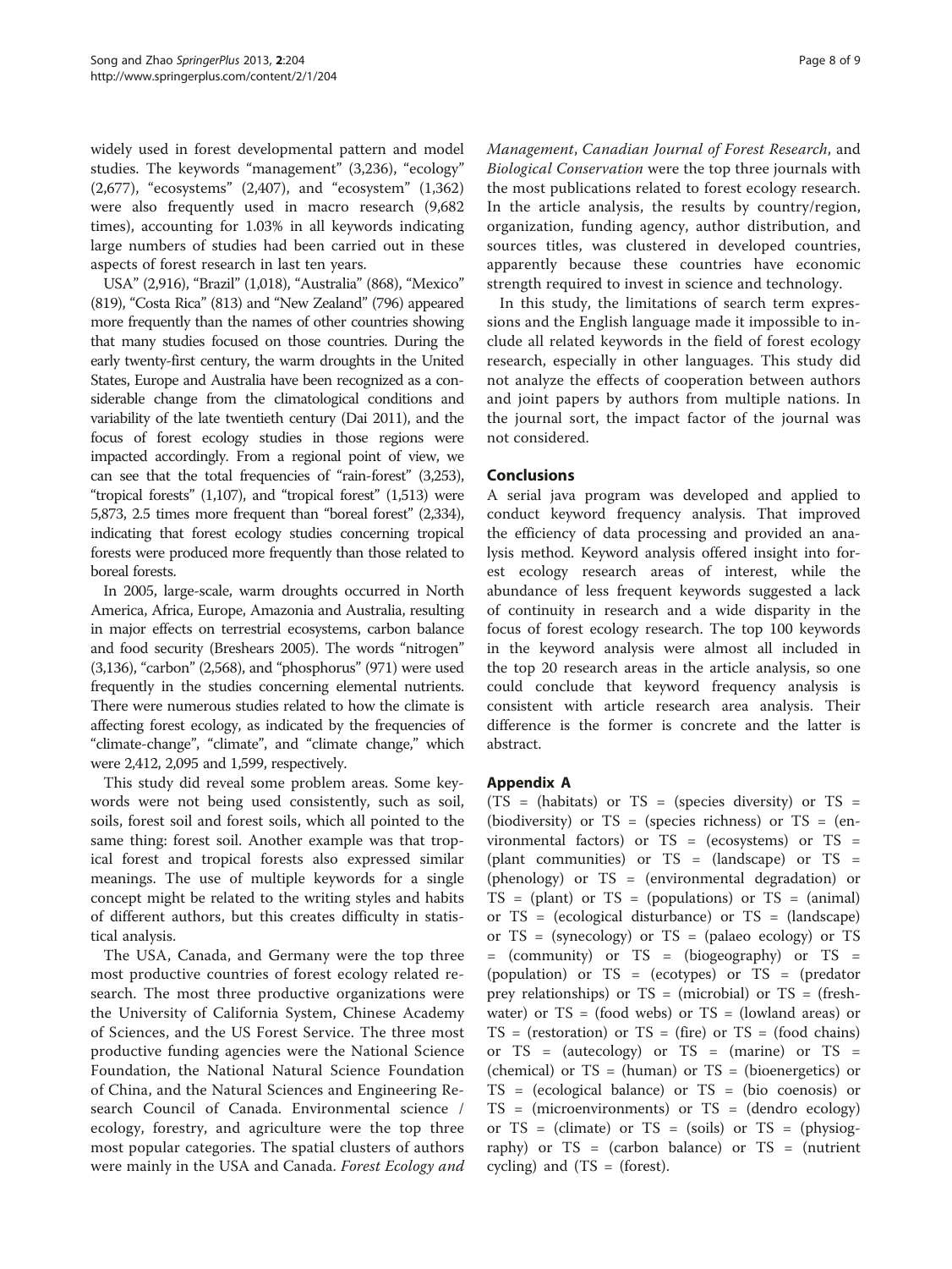widely used in forest developmental pattern and model studies. The keywords "management" (3,236), "ecology" (2,677), "ecosystems" (2,407), and "ecosystem" (1,362) were also frequently used in macro research (9,682 times), accounting for 1.03% in all keywords indicating large numbers of studies had been carried out in these aspects of forest research in last ten years.

USA" (2,916), "Brazil" (1,018), "Australia" (868), "Mexico" (819), "Costa Rica" (813) and "New Zealand" (796) appeared more frequently than the names of other countries showing that many studies focused on those countries. During the early twenty-first century, the warm droughts in the United States, Europe and Australia have been recognized as a considerable change from the climatological conditions and variability of the late twentieth century (Dai 2011), and the focus of forest ecology studies in those regions were impacted accordingly. From a regional point of view, we can see that the total frequencies of "rain-forest" (3,253), "tropical forests" (1,107), and "tropical forest" (1,513) were 5,873, 2.5 times more frequent than "boreal forest" (2,334), indicating that forest ecology studies concerning tropical forests were produced more frequently than those related to boreal forests.

In 2005, large-scale, warm droughts occurred in North America, Africa, Europe, Amazonia and Australia, resulting in major effects on terrestrial ecosystems, carbon balance and food security (Breshears 2005). The words "nitrogen" (3,136), "carbon" (2,568), and "phosphorus" (971) were used frequently in the studies concerning elemental nutrients. There were numerous studies related to how the climate is affecting forest ecology, as indicated by the frequencies of "climate-change", "climate", and "climate change," which were 2,412, 2,095 and 1,599, respectively.

This study did reveal some problem areas. Some keywords were not being used consistently, such as soil, soils, forest soil and forest soils, which all pointed to the same thing: forest soil. Another example was that tropical forest and tropical forests also expressed similar meanings. The use of multiple keywords for a single concept might be related to the writing styles and habits of different authors, but this creates difficulty in statistical analysis.

The USA, Canada, and Germany were the top three most productive countries of forest ecology related research. The most three productive organizations were the University of California System, Chinese Academy of Sciences, and the US Forest Service. The three most productive funding agencies were the National Science Foundation, the National Natural Science Foundation of China, and the Natural Sciences and Engineering Research Council of Canada. Environmental science / ecology, forestry, and agriculture were the top three most popular categories. The spatial clusters of authors were mainly in the USA and Canada. *Forest Ecology and Management*, *Canadian Journal of Forest Research*, and *Biological Conservation* were the top three journals with the most publications related to forest ecology research. In the article analysis, the results by country/region, organization, funding agency, author distribution, and sources titles, was clustered in developed countries, apparently because these countries have economic strength required to invest in science and technology.

In this study, the limitations of search term expressions and the English language made it impossible to include all related keywords in the field of forest ecology research, especially in other languages. This study did not analyze the effects of cooperation between authors and joint papers by authors from multiple nations. In the journal sort, the impact factor of the journal was not considered.

## Conclusions

A serial java program was developed and applied to conduct keyword frequency analysis. That improved the efficiency of data processing and provided an analysis method. Keyword analysis offered insight into forest ecology research areas of interest, while the abundance of less frequent keywords suggested a lack of continuity in research and a wide disparity in the focus of forest ecology research. The top 100 keywords in the keyword analysis were almost all included in the top 20 research areas in the article analysis, so one could conclude that keyword frequency analysis is consistent with article research area analysis. Their difference is the former is concrete and the latter is abstract.

## Appendix A

(TS = (habitats) or TS = (species diversity) or TS = (biodiversity) or TS = (species richness) or TS = (environmental factors) or TS = (ecosystems) or TS = (plant communities) or TS = (landscape) or TS = (phenology) or TS = (environmental degradation) or TS = (plant) or TS = (populations) or TS = (animal) or TS = (ecological disturbance) or TS = (landscape) or TS = (synecology) or TS = (palaeo ecology) or TS = (community) or TS = (biogeography) or TS = (population) or TS = (ecotypes) or TS = (predator prey relationships) or TS = (microbial) or TS = (freshwater) or TS = (food webs) or TS = (lowland areas) or TS = (restoration) or TS = (fire) or TS = (food chains) or TS = (autecology) or TS = (marine) or TS = (chemical) or TS = (human) or TS = (bioenergetics) or TS = (ecological balance) or TS = (bio coenosis) or TS = (microenvironments) or TS = (dendro ecology) or TS = (climate) or TS = (soils) or TS = (physiography) or TS = (carbon balance) or TS = (nutrient cycling) and (TS = (forest).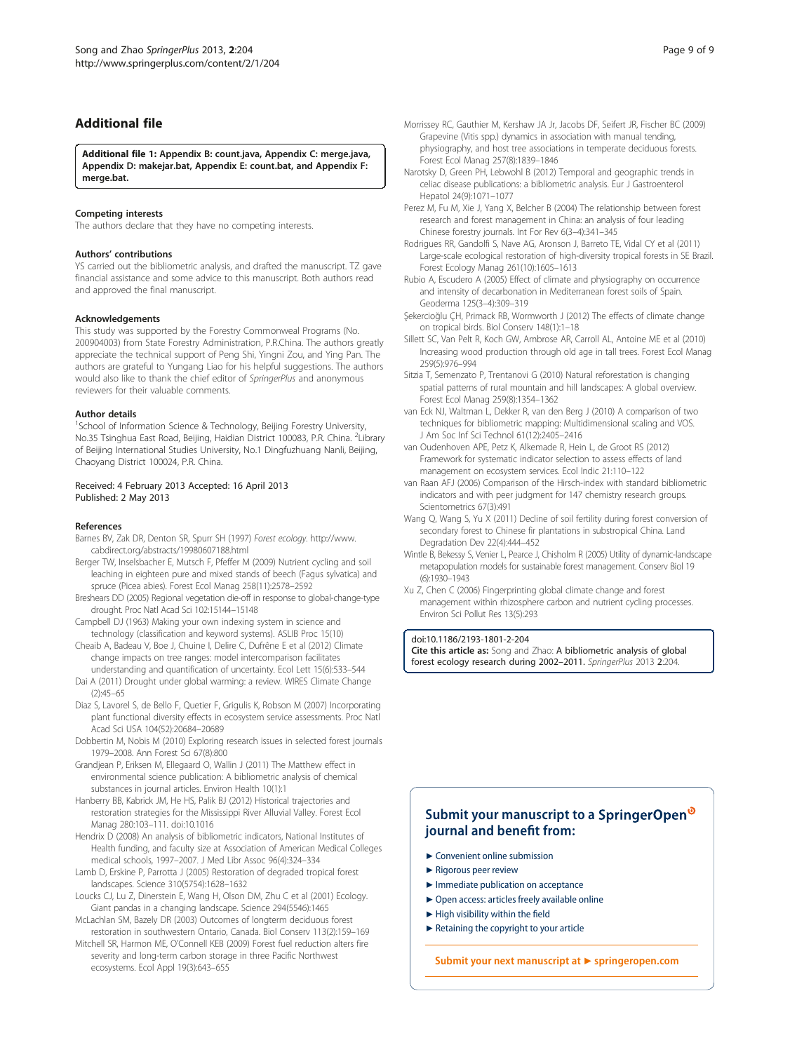## Additional file

**Additional file 1: Appendix B: count.java, Appendix C: merge.java, Appendix D: makejar.bat, Appendix E: count.bat, and Appendix F: merge.bat.**

#### Competing interests

The authors declare that they have no competing interests.

#### Authors' contributions

YS carried out the bibliometric analysis, and drafted the manuscript. TZ gave financial assistance and some advice to this manuscript. Both authors read and approved the final manuscript.

#### Acknowledgements

This study was supported by the Forestry Commonweal Programs (No. 200904003) from State Forestry Administration, P.R.China. The authors greatly appreciate the technical support of Peng Shi, Yingni Zou, and Ying Pan. The authors are grateful to Yungang Liao for his helpful suggestions. The authors would also like to thank the chief editor of *SpringerPlus* and anonymous reviewers for their valuable comments.

#### Author details

[1]School of Information Science & Technology, Beijing Forestry University, No.35 Tsinghua East Road, Beijing, Haidian District 100083, P.R. China. [2]Library of Beijing International Studies University, No.1 Dingfuzhuang Nanli, Beijing, Chaoyang District 100024, P.R. China.

Received: 4 February 2013 Accepted: 16 April 2013
Published: 2 May 2013

#### References

Barnes BV, Zak DR, Denton SR, Spurr SH (1997) *Forest ecology*. http://www.cabdirect.org/abstracts/19980607188.html

Berger TW, Inselsbacher E, Mutsch F, Pfeffer M (2009) Nutrient cycling and soil leaching in eighteen pure and mixed stands of beech (Fagus sylvatica) and spruce (Picea abies). Forest Ecol Manag 258(11):2578–2592

Breshears DD (2005) Regional vegetation die-off in response to global-change-type drought. Proc Natl Acad Sci 102:15144–15148

Campbell DJ (1963) Making your own indexing system in science and technology (classification and keyword systems). ASLIB Proc 15(10)

Cheaib A, Badeau V, Boe J, Chuine I, Delire C, Dufrêne E et al (2012) Climate change impacts on tree ranges: model intercomparison facilitates understanding and quantification of uncertainty. Ecol Lett 15(6):533–544

Dai A (2011) Drought under global warming: a review. WIRES Climate Change (2):45–65

Diaz S, Lavorel S, de Bello F, Quetier F, Grigulis K, Robson M (2007) Incorporating plant functional diversity effects in ecosystem service assessments. Proc Natl Acad Sci USA 104(52):20684–20689

Dobbertin M, Nobis M (2010) Exploring research issues in selected forest journals 1979–2008. Ann Forest Sci 67(8):800

Grandjean P, Eriksen M, Ellegaard O, Wallin J (2011) The Matthew effect in environmental science publication: A bibliometric analysis of chemical substances in journal articles. Environ Health 10(1):1

Hanberry BB, Kabrick JM, He HS, Palik BJ (2012) Historical trajectories and restoration strategies for the Mississippi River Alluvial Valley. Forest Ecol Manag 280:103–111. doi:10.1016

Hendrix D (2008) An analysis of bibliometric indicators, National Institutes of Health funding, and faculty size at Association of American Medical Colleges medical schools, 1997–2007. J Med Libr Assoc 96(4):324–334

Lamb D, Erskine P, Parrotta J (2005) Restoration of degraded tropical forest landscapes. Science 310(5754):1628–1632

Loucks CJ, Lu Z, Dinerstein E, Wang H, Olson DM, Zhu C et al (2001) Ecology. Giant pandas in a changing landscape. Science 294(5546):1465

McLachlan SM, Bazely DR (2003) Outcomes of longterm deciduous forest restoration in southwestern Ontario, Canada. Biol Conserv 113(2):159–169

Mitchell SR, Harmon ME, O'Connell KEB (2009) Forest fuel reduction alters fire severity and long-term carbon storage in three Pacific Northwest ecosystems. Ecol Appl 19(3):643–655

Morrissey RC, Gauthier M, Kershaw JA Jr, Jacobs DF, Seifert JR, Fischer BC (2009) Grapevine (Vitis spp.) dynamics in association with manual tending, physiography, and host tree associations in temperate deciduous forests. Forest Ecol Manag 257(8):1839–1846

Narotsky D, Green PH, Lebwohl B (2012) Temporal and geographic trends in celiac disease publications: a bibliometric analysis. Eur J Gastroenterol Hepatol 24(9):1071–1077

Perez M, Fu M, Xie J, Yang X, Belcher B (2004) The relationship between forest research and forest management in China: an analysis of four leading Chinese forestry journals. Int For Rev 6(3–4):341–345

Rodrigues RR, Gandolfi S, Nave AG, Aronson J, Barreto TE, Vidal CY et al (2011) Large-scale ecological restoration of high-diversity tropical forests in SE Brazil. Forest Ecology Manag 261(10):1605–1613

Rubio A, Escudero A (2005) Effect of climate and physiography on occurrence and intensity of decarbonation in Mediterranean forest soils of Spain. Geoderma 125(3–4):309–319

Şekercioğlu ÇH, Primack RB, Wormworth J (2012) The effects of climate change on tropical birds. Biol Conserv 148(1):1–18

Sillett SC, Van Pelt R, Koch GW, Ambrose AR, Carroll AL, Antoine ME et al (2010) Increasing wood production through old age in tall trees. Forest Ecol Manag 259(5):976–994

Sitzia T, Semenzato P, Trentanovi G (2010) Natural reforestation is changing spatial patterns of rural mountain and hill landscapes: A global overview. Forest Ecol Manag 259(8):1354–1362

van Eck NJ, Waltman L, Dekker R, van den Berg J (2010) A comparison of two techniques for bibliometric mapping: Multidimensional scaling and VOS. J Am Soc Inf Sci Technol 61(12):2405–2416

van Oudenhoven APE, Petz K, Alkemade R, Hein L, de Groot RS (2012) Framework for systematic indicator selection to assess effects of land management on ecosystem services. Ecol Indic 21:110–122

van Raan AFJ (2006) Comparison of the Hirsch-index with standard bibliometric indicators and with peer judgment for 147 chemistry research groups. Scientometrics 67(3):491

Wang Q, Wang S, Yu X (2011) Decline of soil fertility during forest conversion of secondary forest to Chinese fir plantations in subtropical China. Land Degradation Dev 22(4):444–452

Wintle B, Bekessy S, Venier L, Pearce J, Chisholm R (2005) Utility of dynamic-landscape metapopulation models for sustainable forest management. Conserv Biol 19 (6):1930–1943

Xu Z, Chen C (2006) Fingerprinting global climate change and forest management within rhizosphere carbon and nutrient cycling processes. Environ Sci Pollut Res 13(5):293

doi:10.1186/2193-1801-2-204
**Cite this article as:** Song and Zhao: A bibliometric analysis of global forest ecology research during 2002–2011. *SpringerPlus* 2013 **2**:204.

**Submit your manuscript to a SpringerOpen journal and benefit from:**

- ► Convenient online submission
- ► Rigorous peer review
- ► Immediate publication on acceptance
- ► Open access: articles freely available online
- ► High visibility within the field
- ► Retaining the copyright to your article

**Submit your next manuscript at ► springeropen.com**